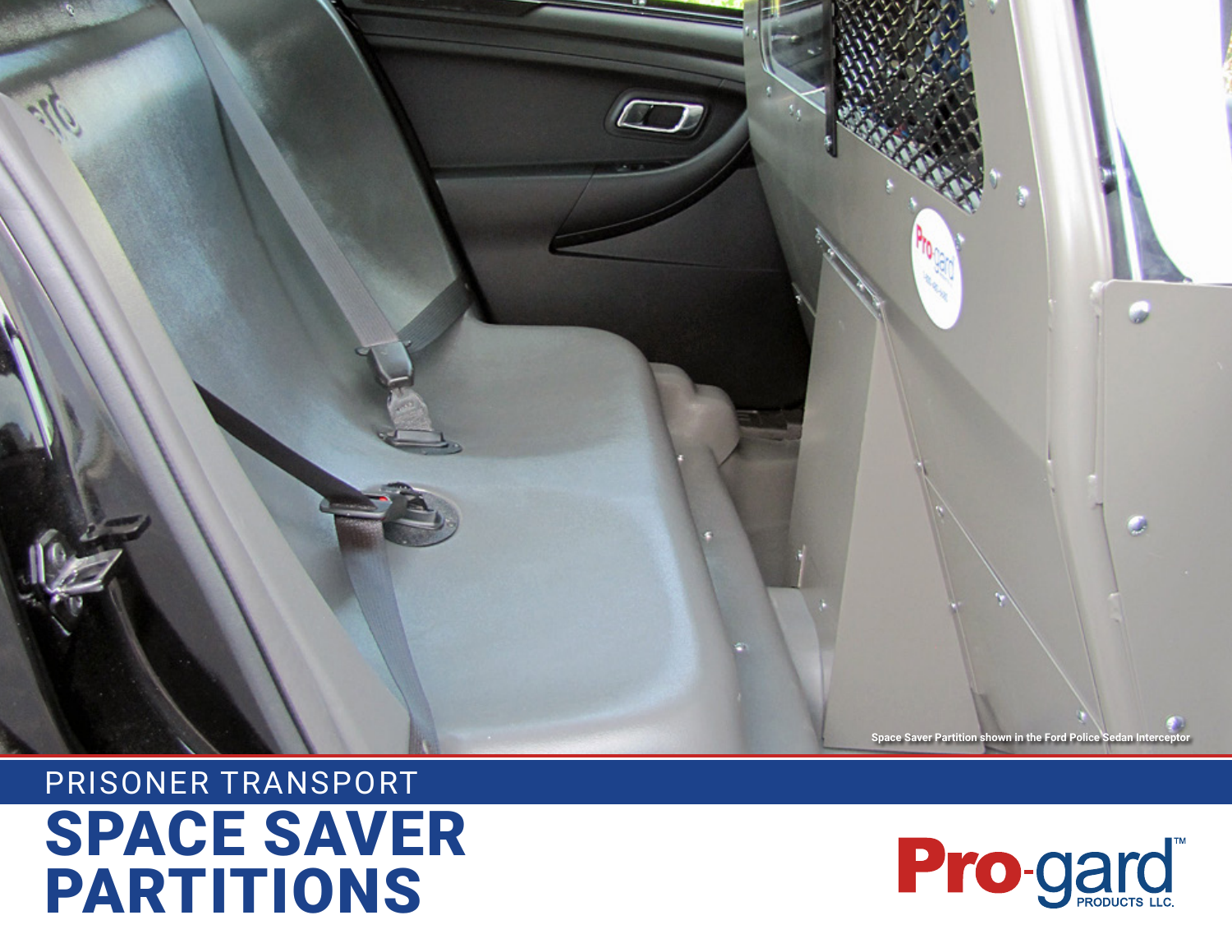Space Saver Partition shown in the Ford Police Sedan Interceptor

PRISONER TRANSPORT

# SPACE SAVER PARTITIONS

Pro-gard™ PRODUCTS LLC.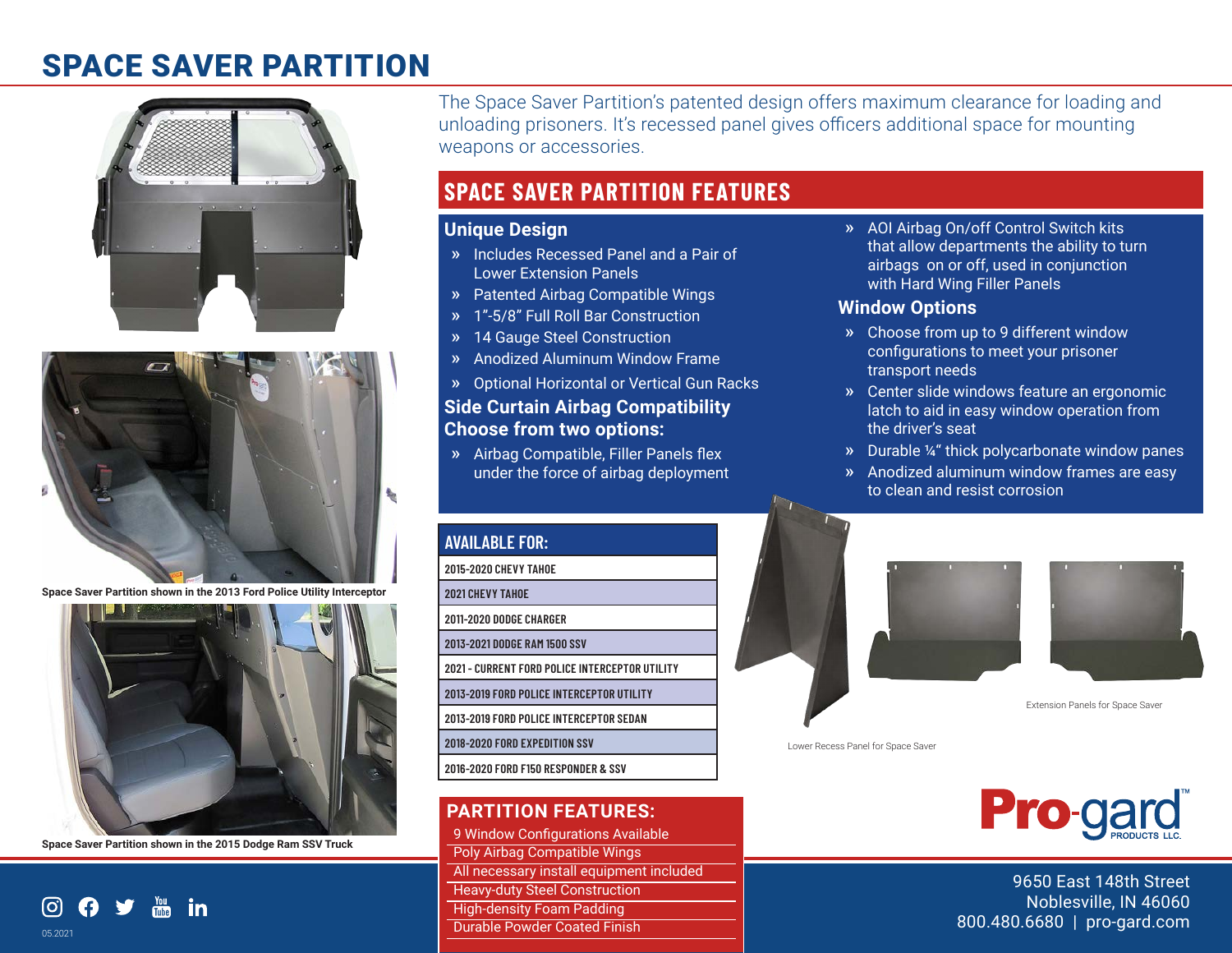# SPACE SAVER PARTITION

The Space Saver Partition's patented design offers maximum clearance for loading and unloading prisoners. It's recessed panel gives officers additional space for mounting weapons or accessories.

## SPACE SAVER PARTITION FEATURES

### Unique Design

- Includes Recessed Panel and a Pair of Lower Extension Panels
- Patented Airbag Compatible Wings
- 1"-5/8" Full Roll Bar Construction
- 14 Gauge Steel Construction
- Anodized Aluminum Window Frame
- Optional Horizontal or Vertical Gun Racks

### Side Curtain Airbag Compatibility Choose from two options:

- Airbag Compatible, Filler Panels flex under the force of airbag deployment
- AOI Airbag On/off Control Switch kits that allow departments the ability to turn airbags on or off, used in conjunction with Hard Wing Filler Panels

### Window Options

- Choose from up to 9 different window configurations to meet your prisoner transport needs
- Center slide windows feature an ergonomic latch to aid in easy window operation from the driver's seat
- Durable ¼" thick polycarbonate window panes
- Anodized aluminum window frames are easy to clean and resist corrosion

Space Saver Partition shown in the 2013 Ford Police Utility Interceptor

Space Saver Partition shown in the 2015 Dodge Ram SSV Truck

| AVAILABLE FOR: |
|---|
| 2015-2020 CHEVY TAHOE |
| 2021 CHEVY TAHOE |
| 2011-2020 DODGE CHARGER |
| 2013-2021 DODGE RAM 1500 SSV |
| 2021 - CURRENT FORD POLICE INTERCEPTOR UTILITY |
| 2013-2019 FORD POLICE INTERCEPTOR UTILITY |
| 2013-2019 FORD POLICE INTERCEPTOR SEDAN |
| 2018-2020 FORD EXPEDITION SSV |
| 2016-2020 FORD F150 RESPONDER & SSV |

Lower Recess Panel for Space Saver

Extension Panels for Space Saver

### PARTITION FEATURES:

- 9 Window Configurations Available
- Poly Airbag Compatible Wings
- All necessary install equipment included
- Heavy-duty Steel Construction
- High-density Foam Padding
- Durable Powder Coated Finish

Pro-gard PRODUCTS LLC.

9650 East 148th Street
Noblesville, IN 46060
800.480.6680 | pro-gard.com

05.2021